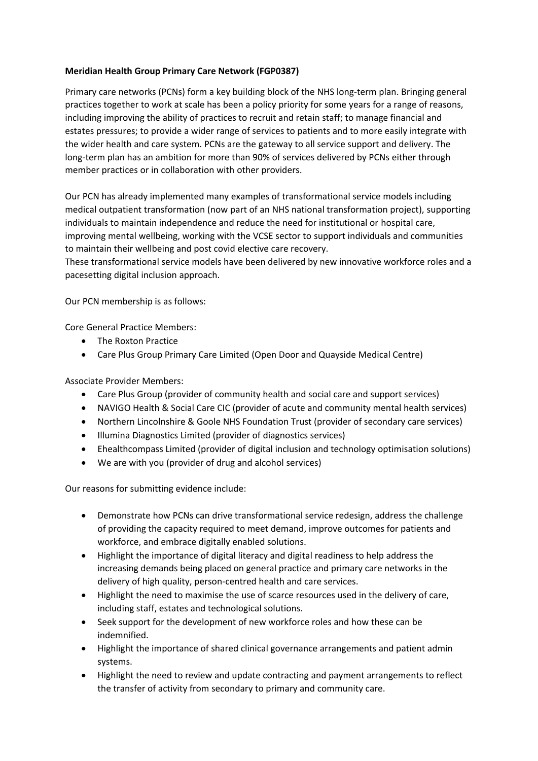**Meridian Health Group Primary Care Network (FGP0387)**

Primary care networks (PCNs) form a key building block of the NHS long-term plan. Bringing general practices together to work at scale has been a policy priority for some years for a range of reasons, including improving the ability of practices to recruit and retain staff; to manage financial and estates pressures; to provide a wider range of services to patients and to more easily integrate with the wider health and care system. PCNs are the gateway to all service support and delivery. The long-term plan has an ambition for more than 90% of services delivered by PCNs either through member practices or in collaboration with other providers.

Our PCN has already implemented many examples of transformational service models including medical outpatient transformation (now part of an NHS national transformation project), supporting individuals to maintain independence and reduce the need for institutional or hospital care, improving mental wellbeing, working with the VCSE sector to support individuals and communities to maintain their wellbeing and post covid elective care recovery.
These transformational service models have been delivered by new innovative workforce roles and a pacesetting digital inclusion approach.

Our PCN membership is as follows:

Core General Practice Members:

- The Roxton Practice
- Care Plus Group Primary Care Limited (Open Door and Quayside Medical Centre)

Associate Provider Members:

- Care Plus Group (provider of community health and social care and support services)
- NAVIGO Health & Social Care CIC (provider of acute and community mental health services)
- Northern Lincolnshire & Goole NHS Foundation Trust (provider of secondary care services)
- Illumina Diagnostics Limited (provider of diagnostics services)
- Ehealthcompass Limited (provider of digital inclusion and technology optimisation solutions)
- We are with you (provider of drug and alcohol services)

Our reasons for submitting evidence include:

- Demonstrate how PCNs can drive transformational service redesign, address the challenge of providing the capacity required to meet demand, improve outcomes for patients and workforce, and embrace digitally enabled solutions.
- Highlight the importance of digital literacy and digital readiness to help address the increasing demands being placed on general practice and primary care networks in the delivery of high quality, person-centred health and care services.
- Highlight the need to maximise the use of scarce resources used in the delivery of care, including staff, estates and technological solutions.
- Seek support for the development of new workforce roles and how these can be indemnified.
- Highlight the importance of shared clinical governance arrangements and patient admin systems.
- Highlight the need to review and update contracting and payment arrangements to reflect the transfer of activity from secondary to primary and community care.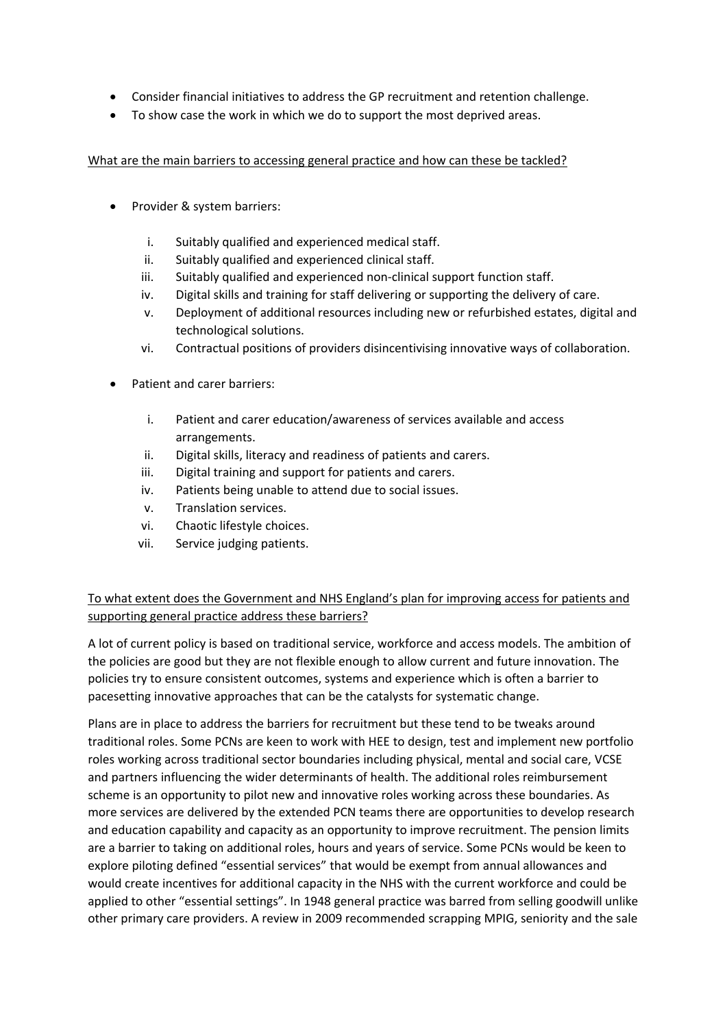- Consider financial initiatives to address the GP recruitment and retention challenge.
- To show case the work in which we do to support the most deprived areas.

What are the main barriers to accessing general practice and how can these be tackled?

- Provider & system barriers:

  i. Suitably qualified and experienced medical staff.
  ii. Suitably qualified and experienced clinical staff.
  iii. Suitably qualified and experienced non-clinical support function staff.
  iv. Digital skills and training for staff delivering or supporting the delivery of care.
  v. Deployment of additional resources including new or refurbished estates, digital and technological solutions.
  vi. Contractual positions of providers disincentivising innovative ways of collaboration.

- Patient and carer barriers:

  i. Patient and carer education/awareness of services available and access arrangements.
  ii. Digital skills, literacy and readiness of patients and carers.
  iii. Digital training and support for patients and carers.
  iv. Patients being unable to attend due to social issues.
  v. Translation services.
  vi. Chaotic lifestyle choices.
  vii. Service judging patients.

To what extent does the Government and NHS England's plan for improving access for patients and supporting general practice address these barriers?

A lot of current policy is based on traditional service, workforce and access models. The ambition of the policies are good but they are not flexible enough to allow current and future innovation. The policies try to ensure consistent outcomes, systems and experience which is often a barrier to pacesetting innovative approaches that can be the catalysts for systematic change.

Plans are in place to address the barriers for recruitment but these tend to be tweaks around traditional roles. Some PCNs are keen to work with HEE to design, test and implement new portfolio roles working across traditional sector boundaries including physical, mental and social care, VCSE and partners influencing the wider determinants of health. The additional roles reimbursement scheme is an opportunity to pilot new and innovative roles working across these boundaries. As more services are delivered by the extended PCN teams there are opportunities to develop research and education capability and capacity as an opportunity to improve recruitment. The pension limits are a barrier to taking on additional roles, hours and years of service. Some PCNs would be keen to explore piloting defined "essential services" that would be exempt from annual allowances and would create incentives for additional capacity in the NHS with the current workforce and could be applied to other "essential settings". In 1948 general practice was barred from selling goodwill unlike other primary care providers. A review in 2009 recommended scrapping MPIG, seniority and the sale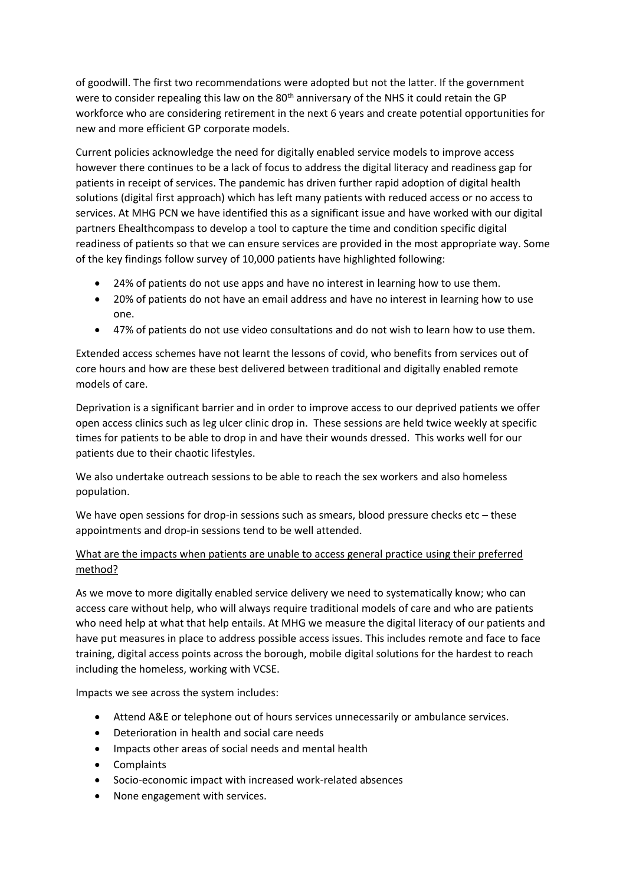of goodwill. The first two recommendations were adopted but not the latter. If the government were to consider repealing this law on the 80th anniversary of the NHS it could retain the GP workforce who are considering retirement in the next 6 years and create potential opportunities for new and more efficient GP corporate models.

Current policies acknowledge the need for digitally enabled service models to improve access however there continues to be a lack of focus to address the digital literacy and readiness gap for patients in receipt of services. The pandemic has driven further rapid adoption of digital health solutions (digital first approach) which has left many patients with reduced access or no access to services. At MHG PCN we have identified this as a significant issue and have worked with our digital partners Ehealthcompass to develop a tool to capture the time and condition specific digital readiness of patients so that we can ensure services are provided in the most appropriate way. Some of the key findings follow survey of 10,000 patients have highlighted following:

- 24% of patients do not use apps and have no interest in learning how to use them.
- 20% of patients do not have an email address and have no interest in learning how to use one.
- 47% of patients do not use video consultations and do not wish to learn how to use them.

Extended access schemes have not learnt the lessons of covid, who benefits from services out of core hours and how are these best delivered between traditional and digitally enabled remote models of care.

Deprivation is a significant barrier and in order to improve access to our deprived patients we offer open access clinics such as leg ulcer clinic drop in. These sessions are held twice weekly at specific times for patients to be able to drop in and have their wounds dressed. This works well for our patients due to their chaotic lifestyles.

We also undertake outreach sessions to be able to reach the sex workers and also homeless population.

We have open sessions for drop-in sessions such as smears, blood pressure checks etc – these appointments and drop-in sessions tend to be well attended.

<u>What are the impacts when patients are unable to access general practice using their preferred method?</u>

As we move to more digitally enabled service delivery we need to systematically know; who can access care without help, who will always require traditional models of care and who are patients who need help at what that help entails. At MHG we measure the digital literacy of our patients and have put measures in place to address possible access issues. This includes remote and face to face training, digital access points across the borough, mobile digital solutions for the hardest to reach including the homeless, working with VCSE.

Impacts we see across the system includes:

- Attend A&E or telephone out of hours services unnecessarily or ambulance services.
- Deterioration in health and social care needs
- Impacts other areas of social needs and mental health
- Complaints
- Socio-economic impact with increased work-related absences
- None engagement with services.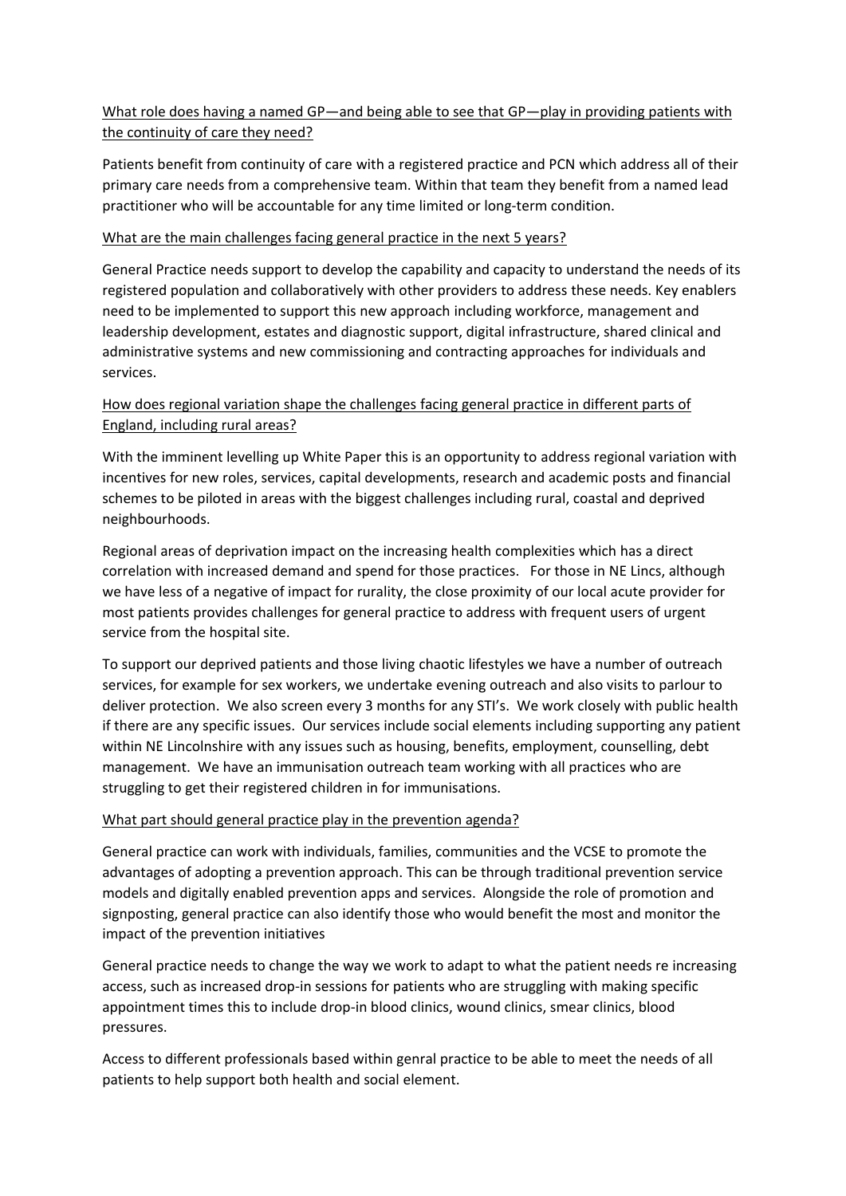<u>What role does having a named GP—and being able to see that GP—play in providing patients with the continuity of care they need?</u>

Patients benefit from continuity of care with a registered practice and PCN which address all of their primary care needs from a comprehensive team. Within that team they benefit from a named lead practitioner who will be accountable for any time limited or long-term condition.

<u>What are the main challenges facing general practice in the next 5 years?</u>

General Practice needs support to develop the capability and capacity to understand the needs of its registered population and collaboratively with other providers to address these needs. Key enablers need to be implemented to support this new approach including workforce, management and leadership development, estates and diagnostic support, digital infrastructure, shared clinical and administrative systems and new commissioning and contracting approaches for individuals and services.

<u>How does regional variation shape the challenges facing general practice in different parts of England, including rural areas?</u>

With the imminent levelling up White Paper this is an opportunity to address regional variation with incentives for new roles, services, capital developments, research and academic posts and financial schemes to be piloted in areas with the biggest challenges including rural, coastal and deprived neighbourhoods.

Regional areas of deprivation impact on the increasing health complexities which has a direct correlation with increased demand and spend for those practices. For those in NE Lincs, although we have less of a negative of impact for rurality, the close proximity of our local acute provider for most patients provides challenges for general practice to address with frequent users of urgent service from the hospital site.

To support our deprived patients and those living chaotic lifestyles we have a number of outreach services, for example for sex workers, we undertake evening outreach and also visits to parlour to deliver protection. We also screen every 3 months for any STI's. We work closely with public health if there are any specific issues. Our services include social elements including supporting any patient within NE Lincolnshire with any issues such as housing, benefits, employment, counselling, debt management. We have an immunisation outreach team working with all practices who are struggling to get their registered children in for immunisations.

<u>What part should general practice play in the prevention agenda?</u>

General practice can work with individuals, families, communities and the VCSE to promote the advantages of adopting a prevention approach. This can be through traditional prevention service models and digitally enabled prevention apps and services. Alongside the role of promotion and signposting, general practice can also identify those who would benefit the most and monitor the impact of the prevention initiatives

General practice needs to change the way we work to adapt to what the patient needs re increasing access, such as increased drop-in sessions for patients who are struggling with making specific appointment times this to include drop-in blood clinics, wound clinics, smear clinics, blood pressures.

Access to different professionals based within genral practice to be able to meet the needs of all patients to help support both health and social element.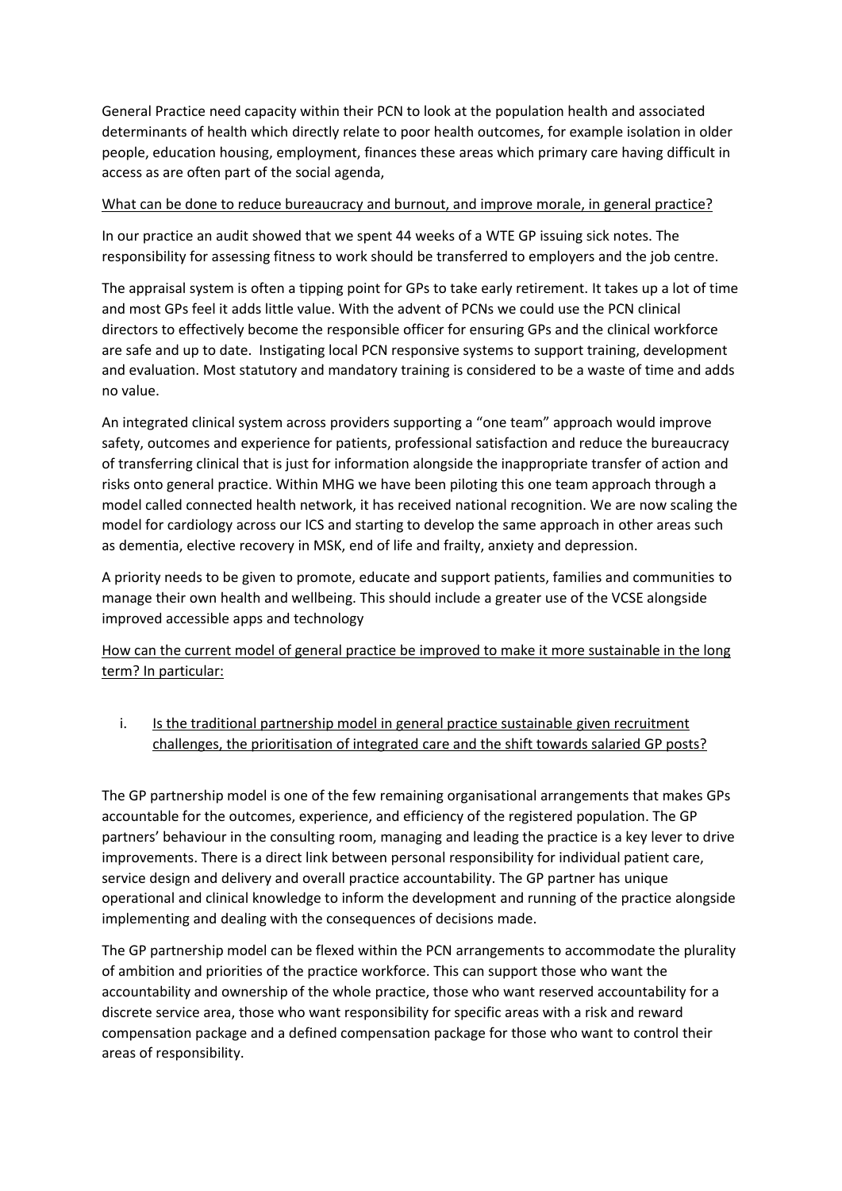General Practice need capacity within their PCN to look at the population health and associated determinants of health which directly relate to poor health outcomes, for example isolation in older people, education housing, employment, finances these areas which primary care having difficult in access as are often part of the social agenda,

<u>What can be done to reduce bureaucracy and burnout, and improve morale, in general practice?</u>

In our practice an audit showed that we spent 44 weeks of a WTE GP issuing sick notes. The responsibility for assessing fitness to work should be transferred to employers and the job centre.

The appraisal system is often a tipping point for GPs to take early retirement. It takes up a lot of time and most GPs feel it adds little value. With the advent of PCNs we could use the PCN clinical directors to effectively become the responsible officer for ensuring GPs and the clinical workforce are safe and up to date. Instigating local PCN responsive systems to support training, development and evaluation. Most statutory and mandatory training is considered to be a waste of time and adds no value.

An integrated clinical system across providers supporting a "one team" approach would improve safety, outcomes and experience for patients, professional satisfaction and reduce the bureaucracy of transferring clinical that is just for information alongside the inappropriate transfer of action and risks onto general practice. Within MHG we have been piloting this one team approach through a model called connected health network, it has received national recognition. We are now scaling the model for cardiology across our ICS and starting to develop the same approach in other areas such as dementia, elective recovery in MSK, end of life and frailty, anxiety and depression.

A priority needs to be given to promote, educate and support patients, families and communities to manage their own health and wellbeing. This should include a greater use of the VCSE alongside improved accessible apps and technology

<u>How can the current model of general practice be improved to make it more sustainable in the long term? In particular:</u>

i. <u>Is the traditional partnership model in general practice sustainable given recruitment challenges, the prioritisation of integrated care and the shift towards salaried GP posts?</u>

The GP partnership model is one of the few remaining organisational arrangements that makes GPs accountable for the outcomes, experience, and efficiency of the registered population. The GP partners' behaviour in the consulting room, managing and leading the practice is a key lever to drive improvements. There is a direct link between personal responsibility for individual patient care, service design and delivery and overall practice accountability. The GP partner has unique operational and clinical knowledge to inform the development and running of the practice alongside implementing and dealing with the consequences of decisions made.

The GP partnership model can be flexed within the PCN arrangements to accommodate the plurality of ambition and priorities of the practice workforce. This can support those who want the accountability and ownership of the whole practice, those who want reserved accountability for a discrete service area, those who want responsibility for specific areas with a risk and reward compensation package and a defined compensation package for those who want to control their areas of responsibility.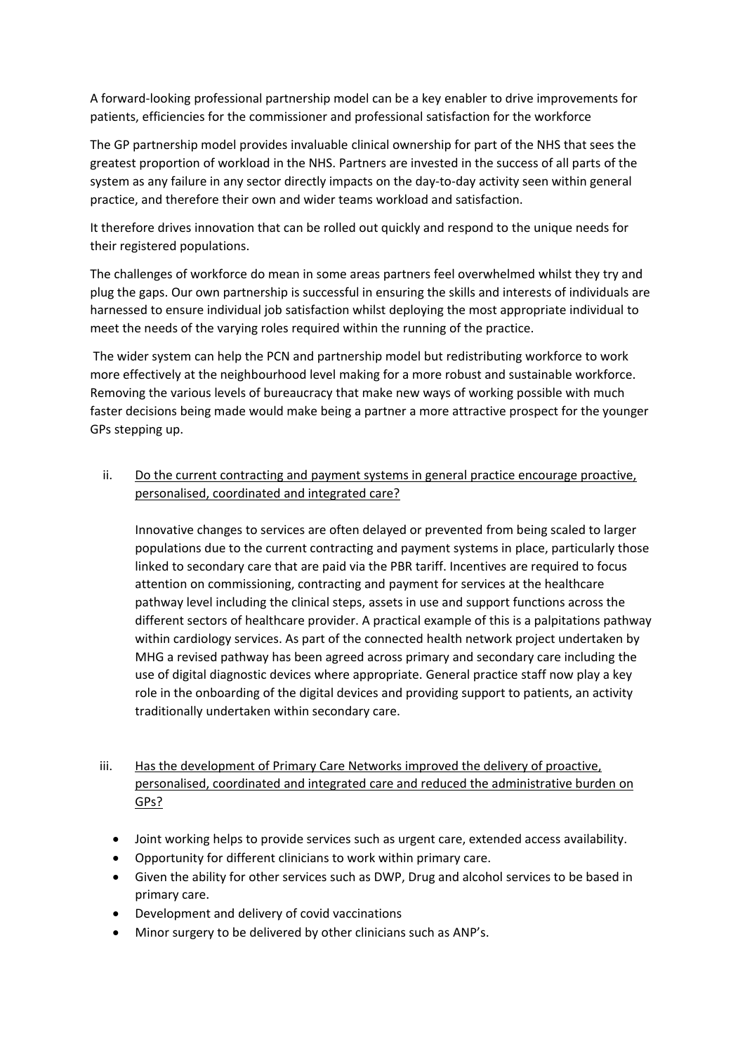A forward-looking professional partnership model can be a key enabler to drive improvements for patients, efficiencies for the commissioner and professional satisfaction for the workforce

The GP partnership model provides invaluable clinical ownership for part of the NHS that sees the greatest proportion of workload in the NHS. Partners are invested in the success of all parts of the system as any failure in any sector directly impacts on the day-to-day activity seen within general practice, and therefore their own and wider teams workload and satisfaction.

It therefore drives innovation that can be rolled out quickly and respond to the unique needs for their registered populations.

The challenges of workforce do mean in some areas partners feel overwhelmed whilst they try and plug the gaps. Our own partnership is successful in ensuring the skills and interests of individuals are harnessed to ensure individual job satisfaction whilst deploying the most appropriate individual to meet the needs of the varying roles required within the running of the practice.

The wider system can help the PCN and partnership model but redistributing workforce to work more effectively at the neighbourhood level making for a more robust and sustainable workforce. Removing the various levels of bureaucracy that make new ways of working possible with much faster decisions being made would make being a partner a more attractive prospect for the younger GPs stepping up.

ii. <u>Do the current contracting and payment systems in general practice encourage proactive, personalised, coordinated and integrated care?</u>

Innovative changes to services are often delayed or prevented from being scaled to larger populations due to the current contracting and payment systems in place, particularly those linked to secondary care that are paid via the PBR tariff. Incentives are required to focus attention on commissioning, contracting and payment for services at the healthcare pathway level including the clinical steps, assets in use and support functions across the different sectors of healthcare provider. A practical example of this is a palpitations pathway within cardiology services. As part of the connected health network project undertaken by MHG a revised pathway has been agreed across primary and secondary care including the use of digital diagnostic devices where appropriate. General practice staff now play a key role in the onboarding of the digital devices and providing support to patients, an activity traditionally undertaken within secondary care.

iii. <u>Has the development of Primary Care Networks improved the delivery of proactive, personalised, coordinated and integrated care and reduced the administrative burden on GPs?</u>

- Joint working helps to provide services such as urgent care, extended access availability.
- Opportunity for different clinicians to work within primary care.
- Given the ability for other services such as DWP, Drug and alcohol services to be based in primary care.
- Development and delivery of covid vaccinations
- Minor surgery to be delivered by other clinicians such as ANP's.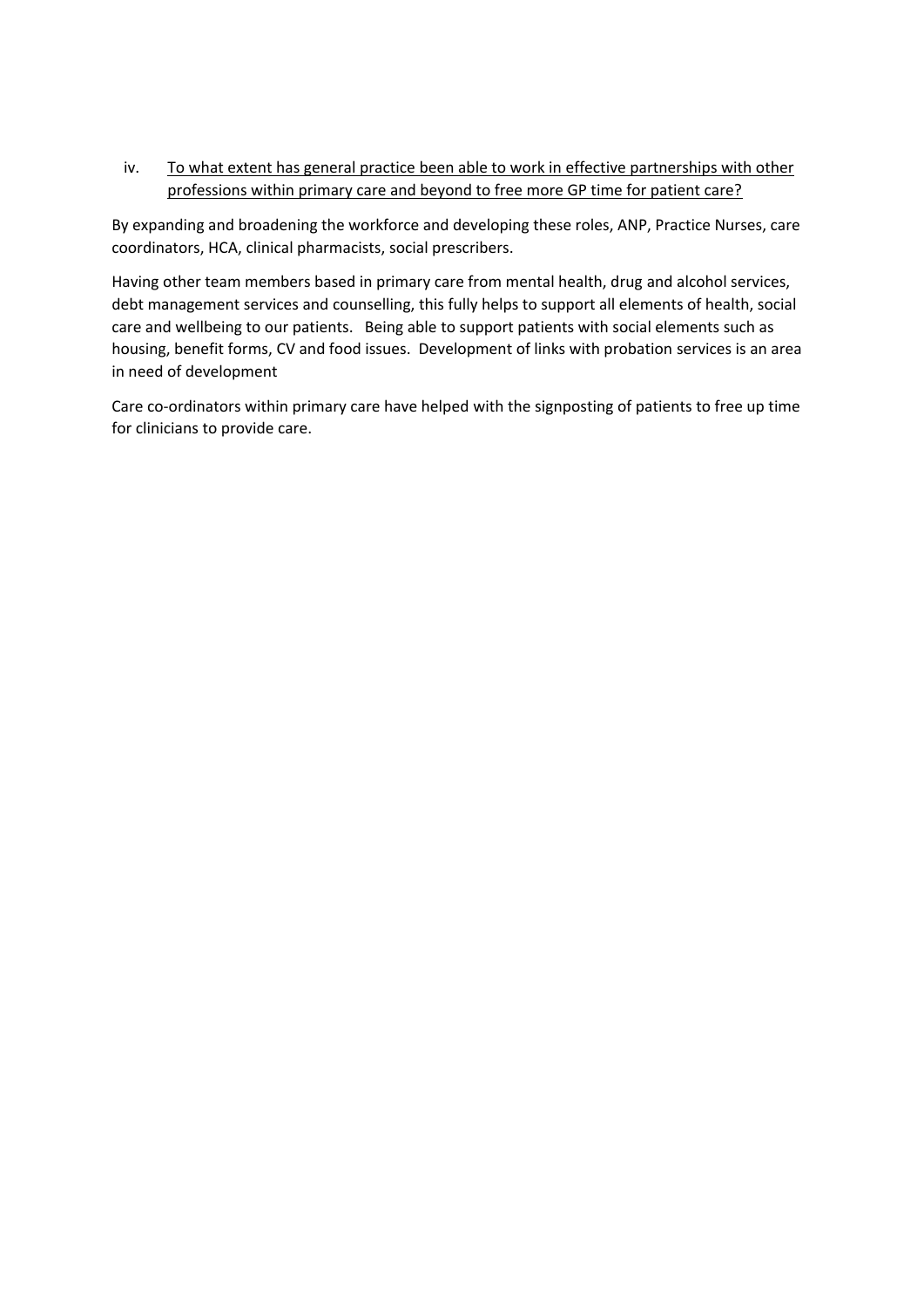iv. <u>To what extent has general practice been able to work in effective partnerships with other professions within primary care and beyond to free more GP time for patient care?</u>

By expanding and broadening the workforce and developing these roles, ANP, Practice Nurses, care coordinators, HCA, clinical pharmacists, social prescribers.

Having other team members based in primary care from mental health, drug and alcohol services, debt management services and counselling, this fully helps to support all elements of health, social care and wellbeing to our patients. Being able to support patients with social elements such as housing, benefit forms, CV and food issues. Development of links with probation services is an area in need of development

Care co-ordinators within primary care have helped with the signposting of patients to free up time for clinicians to provide care.